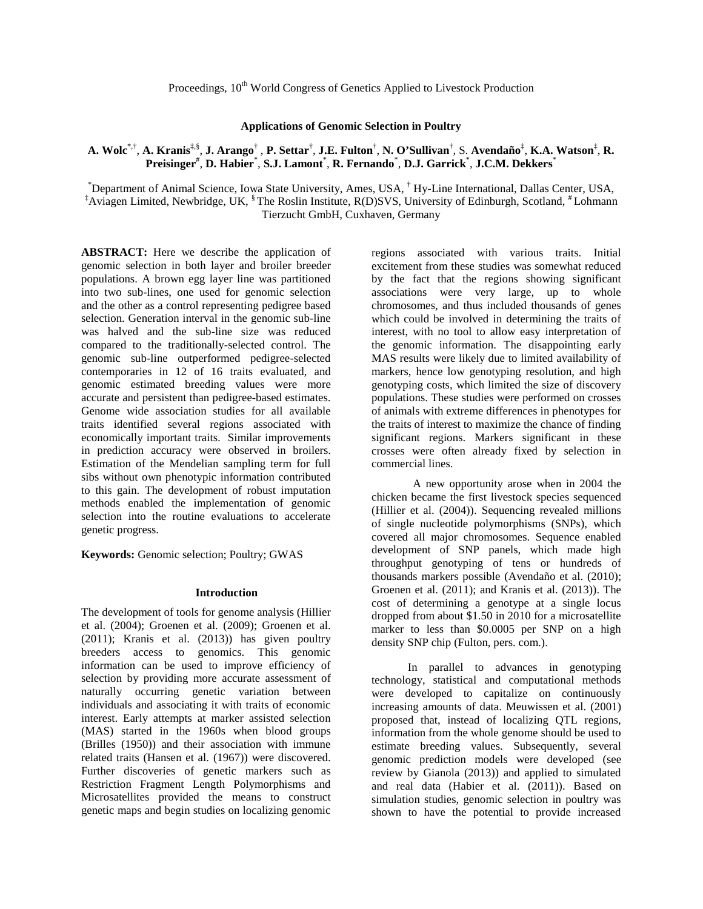Proceedings, 10th World Congress of Genetics Applied to Livestock Production

# Applications of Genomic Selection in Poultry

**A. Wolc**[*,†], **A. Kranis**[‡,§], **J. Arango**[†], **P. Settar**[†], **J.E. Fulton**[†], **N. O'Sullivan**[†], S. **Avendaño**[‡], **K.A. Watson**[‡], **R. Preisinger**[#], **D. Habier**[*], **S.J. Lamont**[*], **R. Fernando**[*], **D.J. Garrick**[*], **J.C.M. Dekkers**[*]

[*]Department of Animal Science, Iowa State University, Ames, USA, [†] Hy-Line International, Dallas Center, USA, [‡]Aviagen Limited, Newbridge, UK, [§] The Roslin Institute, R(D)SVS, University of Edinburgh, Scotland, [#] Lohmann Tierzucht GmbH, Cuxhaven, Germany

**ABSTRACT:** Here we describe the application of genomic selection in both layer and broiler breeder populations. A brown egg layer line was partitioned into two sub-lines, one used for genomic selection and the other as a control representing pedigree based selection. Generation interval in the genomic sub-line was halved and the sub-line size was reduced compared to the traditionally-selected control. The genomic sub-line outperformed pedigree-selected contemporaries in 12 of 16 traits evaluated, and genomic estimated breeding values were more accurate and persistent than pedigree-based estimates. Genome wide association studies for all available traits identified several regions associated with economically important traits. Similar improvements in prediction accuracy were observed in broilers. Estimation of the Mendelian sampling term for full sibs without own phenotypic information contributed to this gain. The development of robust imputation methods enabled the implementation of genomic selection into the routine evaluations to accelerate genetic progress.

**Keywords:** Genomic selection; Poultry; GWAS

## Introduction

The development of tools for genome analysis (Hillier et al. (2004); Groenen et al. (2009); Groenen et al. (2011); Kranis et al. (2013)) has given poultry breeders access to genomics. This genomic information can be used to improve efficiency of selection by providing more accurate assessment of naturally occurring genetic variation between individuals and associating it with traits of economic interest. Early attempts at marker assisted selection (MAS) started in the 1960s when blood groups (Brilles (1950)) and their association with immune related traits (Hansen et al. (1967)) were discovered. Further discoveries of genetic markers such as Restriction Fragment Length Polymorphisms and Microsatellites provided the means to construct genetic maps and begin studies on localizing genomic regions associated with various traits. Initial excitement from these studies was somewhat reduced by the fact that the regions showing significant associations were very large, up to whole chromosomes, and thus included thousands of genes which could be involved in determining the traits of interest, with no tool to allow easy interpretation of the genomic information. The disappointing early MAS results were likely due to limited availability of markers, hence low genotyping resolution, and high genotyping costs, which limited the size of discovery populations. These studies were performed on crosses of animals with extreme differences in phenotypes for the traits of interest to maximize the chance of finding significant regions. Markers significant in these crosses were often already fixed by selection in commercial lines.

A new opportunity arose when in 2004 the chicken became the first livestock species sequenced (Hillier et al. (2004)). Sequencing revealed millions of single nucleotide polymorphisms (SNPs), which covered all major chromosomes. Sequence enabled development of SNP panels, which made high throughput genotyping of tens or hundreds of thousands markers possible (Avendaño et al. (2010); Groenen et al. (2011); and Kranis et al. (2013)). The cost of determining a genotype at a single locus dropped from about \$1.50 in 2010 for a microsatellite marker to less than \$0.0005 per SNP on a high density SNP chip (Fulton, pers. com.).

In parallel to advances in genotyping technology, statistical and computational methods were developed to capitalize on continuously increasing amounts of data. Meuwissen et al. (2001) proposed that, instead of localizing QTL regions, information from the whole genome should be used to estimate breeding values. Subsequently, several genomic prediction models were developed (see review by Gianola (2013)) and applied to simulated and real data (Habier et al. (2011)). Based on simulation studies, genomic selection in poultry was shown to have the potential to provide increased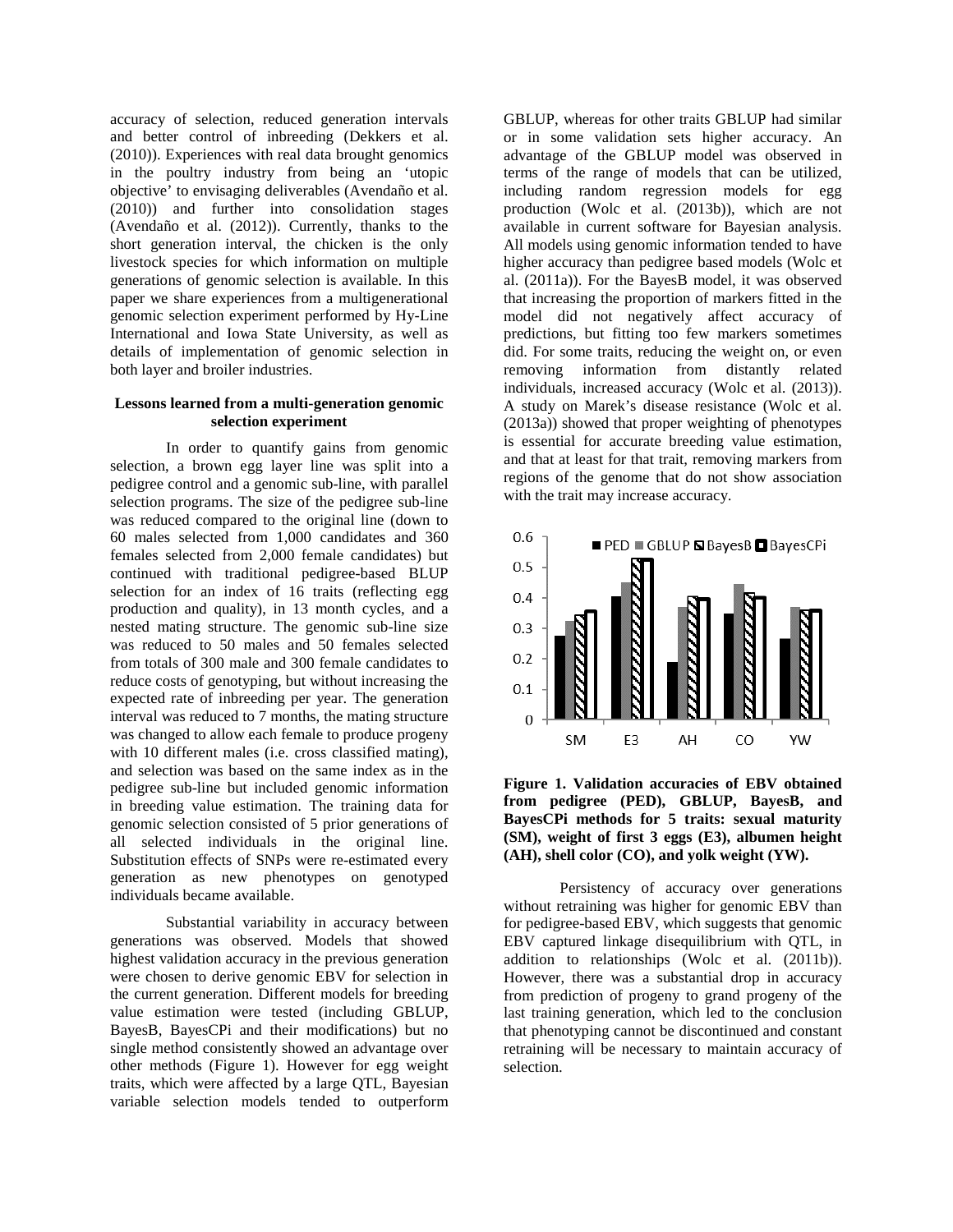accuracy of selection, reduced generation intervals and better control of inbreeding (Dekkers et al. (2010)). Experiences with real data brought genomics in the poultry industry from being an 'utopic objective' to envisaging deliverables (Avendaño et al. (2010)) and further into consolidation stages (Avendaño et al. (2012)). Currently, thanks to the short generation interval, the chicken is the only livestock species for which information on multiple generations of genomic selection is available. In this paper we share experiences from a multigenerational genomic selection experiment performed by Hy-Line International and Iowa State University, as well as details of implementation of genomic selection in both layer and broiler industries.

### Lessons learned from a multi-generation genomic selection experiment

In order to quantify gains from genomic selection, a brown egg layer line was split into a pedigree control and a genomic sub-line, with parallel selection programs. The size of the pedigree sub-line was reduced compared to the original line (down to 60 males selected from 1,000 candidates and 360 females selected from 2,000 female candidates) but continued with traditional pedigree-based BLUP selection for an index of 16 traits (reflecting egg production and quality), in 13 month cycles, and a nested mating structure. The genomic sub-line size was reduced to 50 males and 50 females selected from totals of 300 male and 300 female candidates to reduce costs of genotyping, but without increasing the expected rate of inbreeding per year. The generation interval was reduced to 7 months, the mating structure was changed to allow each female to produce progeny with 10 different males (i.e. cross classified mating), and selection was based on the same index as in the pedigree sub-line but included genomic information in breeding value estimation. The training data for genomic selection consisted of 5 prior generations of all selected individuals in the original line. Substitution effects of SNPs were re-estimated every generation as new phenotypes on genotyped individuals became available.

Substantial variability in accuracy between generations was observed. Models that showed highest validation accuracy in the previous generation were chosen to derive genomic EBV for selection in the current generation. Different models for breeding value estimation were tested (including GBLUP, BayesB, BayesCPi and their modifications) but no single method consistently showed an advantage over other methods (Figure 1). However for egg weight traits, which were affected by a large QTL, Bayesian variable selection models tended to outperform GBLUP, whereas for other traits GBLUP had similar or in some validation sets higher accuracy. An advantage of the GBLUP model was observed in terms of the range of models that can be utilized, including random regression models for egg production (Wolc et al. (2013b)), which are not available in current software for Bayesian analysis. All models using genomic information tended to have higher accuracy than pedigree based models (Wolc et al. (2011a)). For the BayesB model, it was observed that increasing the proportion of markers fitted in the model did not negatively affect accuracy of predictions, but fitting too few markers sometimes did. For some traits, reducing the weight on, or even removing information from distantly related individuals, increased accuracy (Wolc et al. (2013)). A study on Marek's disease resistance (Wolc et al. (2013a)) showed that proper weighting of phenotypes is essential for accurate breeding value estimation, and that at least for that trait, removing markers from regions of the genome that do not show association with the trait may increase accuracy.

**Figure 1. Validation accuracies of EBV obtained from pedigree (PED), GBLUP, BayesB, and BayesCPi methods for 5 traits: sexual maturity (SM), weight of first 3 eggs (E3), albumen height (AH), shell color (CO), and yolk weight (YW).**

Persistency of accuracy over generations without retraining was higher for genomic EBV than for pedigree-based EBV, which suggests that genomic EBV captured linkage disequilibrium with QTL, in addition to relationships (Wolc et al. (2011b)). However, there was a substantial drop in accuracy from prediction of progeny to grand progeny of the last training generation, which led to the conclusion that phenotyping cannot be discontinued and constant retraining will be necessary to maintain accuracy of selection.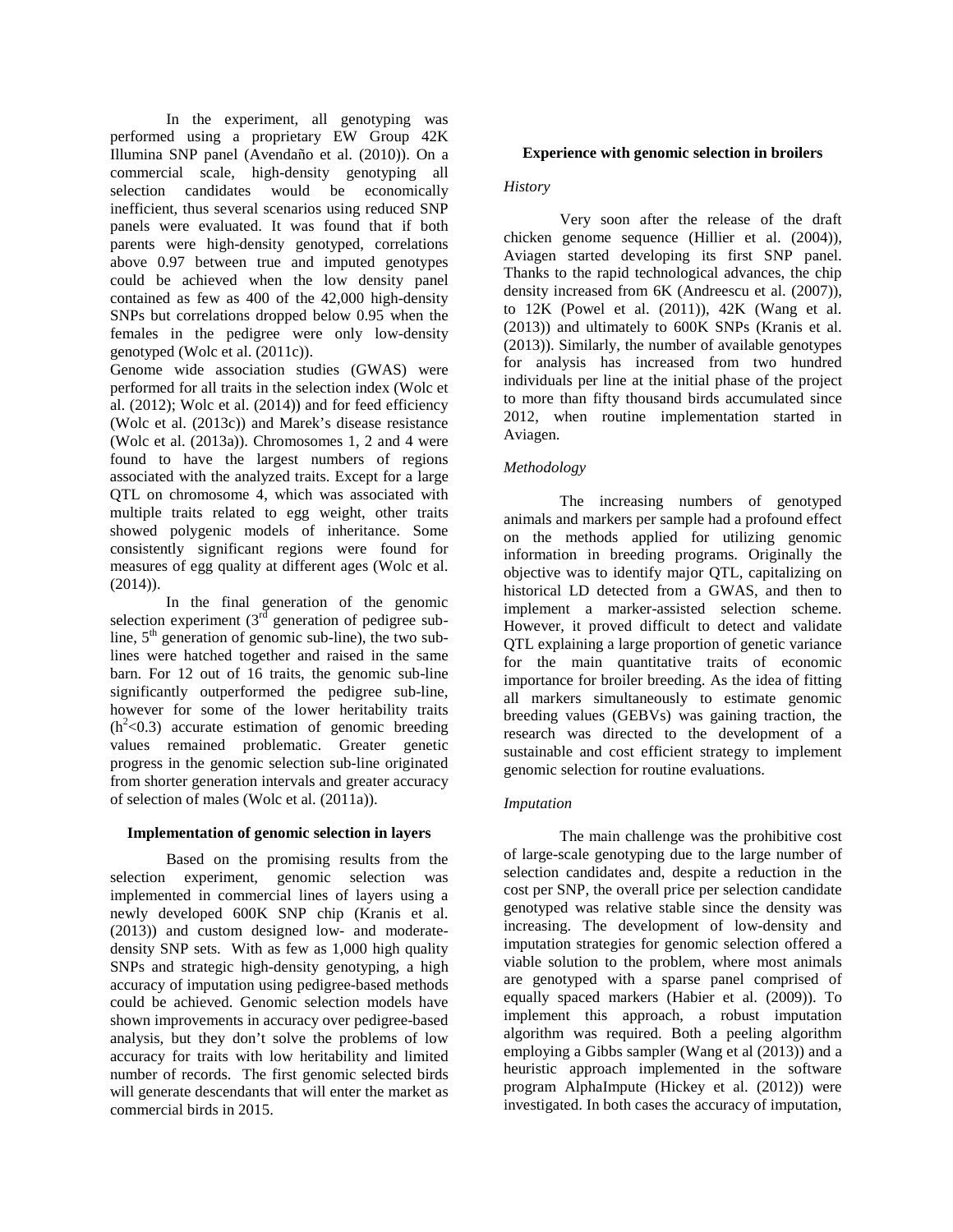In the experiment, all genotyping was performed using a proprietary EW Group 42K Illumina SNP panel (Avendaño et al. (2010)). On a commercial scale, high-density genotyping all selection candidates would be economically inefficient, thus several scenarios using reduced SNP panels were evaluated. It was found that if both parents were high-density genotyped, correlations above 0.97 between true and imputed genotypes could be achieved when the low density panel contained as few as 400 of the 42,000 high-density SNPs but correlations dropped below 0.95 when the females in the pedigree were only low-density genotyped (Wolc et al. (2011c)).

Genome wide association studies (GWAS) were performed for all traits in the selection index (Wolc et al. (2012); Wolc et al. (2014)) and for feed efficiency (Wolc et al. (2013c)) and Marek's disease resistance (Wolc et al. (2013a)). Chromosomes 1, 2 and 4 were found to have the largest numbers of regions associated with the analyzed traits. Except for a large QTL on chromosome 4, which was associated with multiple traits related to egg weight, other traits showed polygenic models of inheritance. Some consistently significant regions were found for measures of egg quality at different ages (Wolc et al. (2014)).

In the final generation of the genomic selection experiment (3rd generation of pedigree sub-line, 5th generation of genomic sub-line), the two sub-lines were hatched together and raised in the same barn. For 12 out of 16 traits, the genomic sub-line significantly outperformed the pedigree sub-line, however for some of the lower heritability traits ($h^2$<0.3) accurate estimation of genomic breeding values remained problematic. Greater genetic progress in the genomic selection sub-line originated from shorter generation intervals and greater accuracy of selection of males (Wolc et al. (2011a)).

## Implementation of genomic selection in layers

Based on the promising results from the selection experiment, genomic selection was implemented in commercial lines of layers using a newly developed 600K SNP chip (Kranis et al. (2013)) and custom designed low- and moderate-density SNP sets. With as few as 1,000 high quality SNPs and strategic high-density genotyping, a high accuracy of imputation using pedigree-based methods could be achieved. Genomic selection models have shown improvements in accuracy over pedigree-based analysis, but they don't solve the problems of low accuracy for traits with low heritability and limited number of records. The first genomic selected birds will generate descendants that will enter the market as commercial birds in 2015.

## Experience with genomic selection in broilers

### *History*

Very soon after the release of the draft chicken genome sequence (Hillier et al. (2004)), Aviagen started developing its first SNP panel. Thanks to the rapid technological advances, the chip density increased from 6K (Andreescu et al. (2007)), to 12K (Powel et al. (2011)), 42K (Wang et al. (2013)) and ultimately to 600K SNPs (Kranis et al. (2013)). Similarly, the number of available genotypes for analysis has increased from two hundred individuals per line at the initial phase of the project to more than fifty thousand birds accumulated since 2012, when routine implementation started in Aviagen.

### *Methodology*

The increasing numbers of genotyped animals and markers per sample had a profound effect on the methods applied for utilizing genomic information in breeding programs. Originally the objective was to identify major QTL, capitalizing on historical LD detected from a GWAS, and then to implement a marker-assisted selection scheme. However, it proved difficult to detect and validate QTL explaining a large proportion of genetic variance for the main quantitative traits of economic importance for broiler breeding. As the idea of fitting all markers simultaneously to estimate genomic breeding values (GEBVs) was gaining traction, the research was directed to the development of a sustainable and cost efficient strategy to implement genomic selection for routine evaluations.

### *Imputation*

The main challenge was the prohibitive cost of large-scale genotyping due to the large number of selection candidates and, despite a reduction in the cost per SNP, the overall price per selection candidate genotyped was relative stable since the density was increasing. The development of low-density and imputation strategies for genomic selection offered a viable solution to the problem, where most animals are genotyped with a sparse panel comprised of equally spaced markers (Habier et al. (2009)). To implement this approach, a robust imputation algorithm was required. Both a peeling algorithm employing a Gibbs sampler (Wang et al (2013)) and a heuristic approach implemented in the software program AlphaImpute (Hickey et al. (2012)) were investigated. In both cases the accuracy of imputation,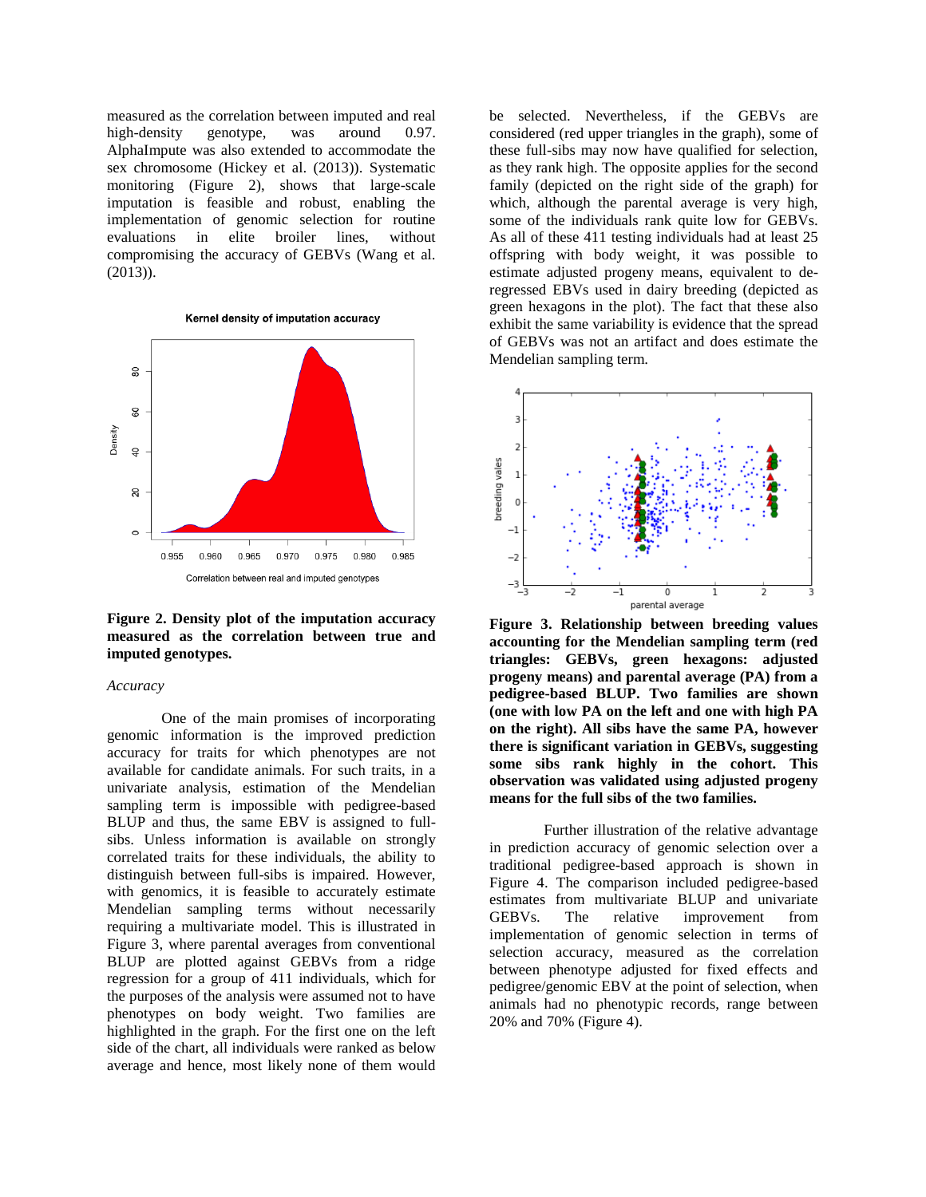measured as the correlation between imputed and real high-density genotype, was around 0.97. AlphaImpute was also extended to accommodate the sex chromosome (Hickey et al. (2013)). Systematic monitoring (Figure 2), shows that large-scale imputation is feasible and robust, enabling the implementation of genomic selection for routine evaluations in elite broiler lines, without compromising the accuracy of GEBVs (Wang et al. (2013)).

**Figure 2. Density plot of the imputation accuracy measured as the correlation between true and imputed genotypes.**

*Accuracy*

One of the main promises of incorporating genomic information is the improved prediction accuracy for traits for which phenotypes are not available for candidate animals. For such traits, in a univariate analysis, estimation of the Mendelian sampling term is impossible with pedigree-based BLUP and thus, the same EBV is assigned to full-sibs. Unless information is available on strongly correlated traits for these individuals, the ability to distinguish between full-sibs is impaired. However, with genomics, it is feasible to accurately estimate Mendelian sampling terms without necessarily requiring a multivariate model. This is illustrated in Figure 3, where parental averages from conventional BLUP are plotted against GEBVs from a ridge regression for a group of 411 individuals, which for the purposes of the analysis were assumed not to have phenotypes on body weight. Two families are highlighted in the graph. For the first one on the left side of the chart, all individuals were ranked as below average and hence, most likely none of them would be selected. Nevertheless, if the GEBVs are considered (red upper triangles in the graph), some of these full-sibs may now have qualified for selection, as they rank high. The opposite applies for the second family (depicted on the right side of the graph) for which, although the parental average is very high, some of the individuals rank quite low for GEBVs. As all of these 411 testing individuals had at least 25 offspring with body weight, it was possible to estimate adjusted progeny means, equivalent to de-regressed EBVs used in dairy breeding (depicted as green hexagons in the plot). The fact that these also exhibit the same variability is evidence that the spread of GEBVs was not an artifact and does estimate the Mendelian sampling term.

**Figure 3. Relationship between breeding values accounting for the Mendelian sampling term (red triangles: GEBVs, green hexagons: adjusted progeny means) and parental average (PA) from a pedigree-based BLUP. Two families are shown (one with low PA on the left and one with high PA on the right). All sibs have the same PA, however there is significant variation in GEBVs, suggesting some sibs rank highly in the cohort. This observation was validated using adjusted progeny means for the full sibs of the two families.**

Further illustration of the relative advantage in prediction accuracy of genomic selection over a traditional pedigree-based approach is shown in Figure 4. The comparison included pedigree-based estimates from multivariate BLUP and univariate GEBVs. The relative improvement from implementation of genomic selection in terms of selection accuracy, measured as the correlation between phenotype adjusted for fixed effects and pedigree/genomic EBV at the point of selection, when animals had no phenotypic records, range between 20% and 70% (Figure 4).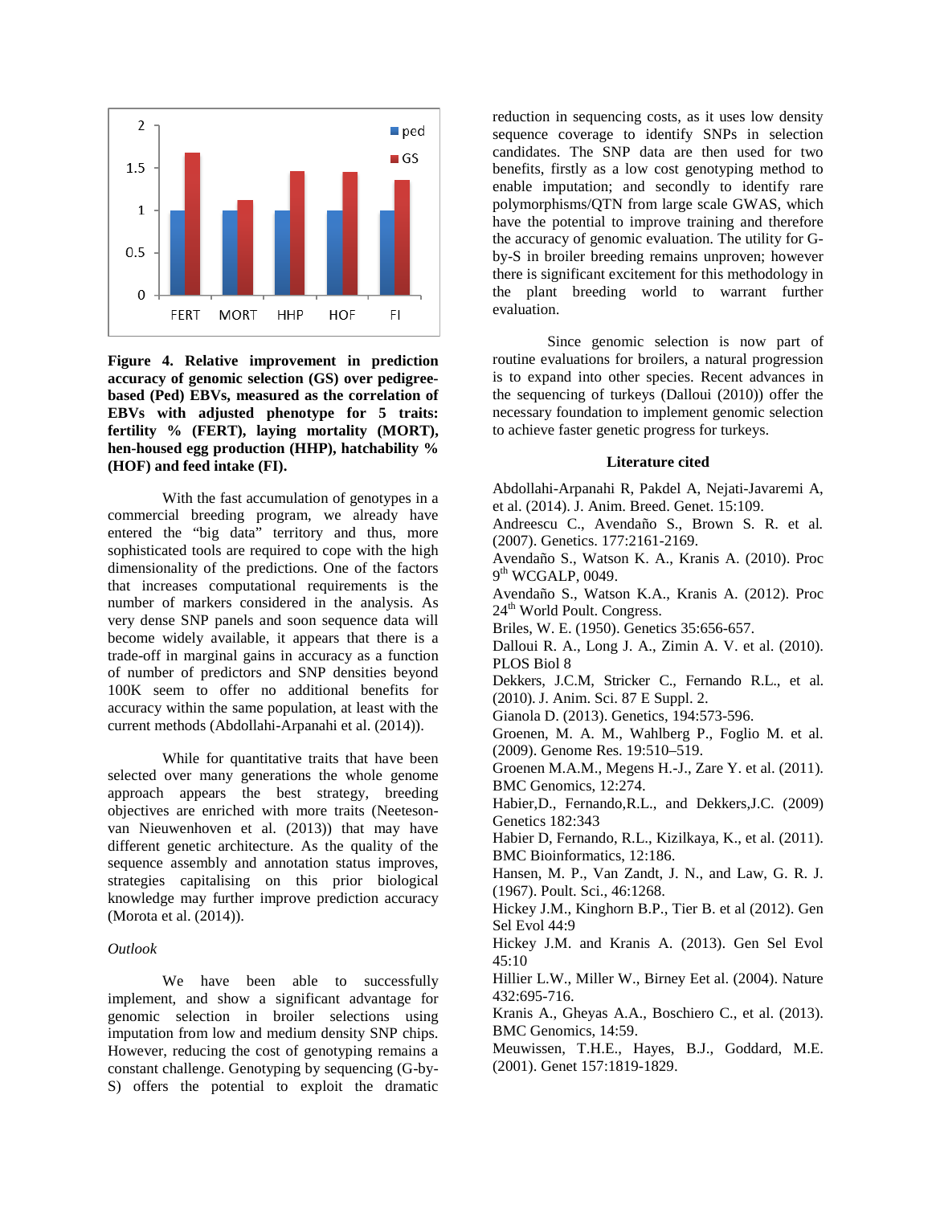**Figure 4. Relative improvement in prediction accuracy of genomic selection (GS) over pedigree-based (Ped) EBVs, measured as the correlation of EBVs with adjusted phenotype for 5 traits: fertility % (FERT), laying mortality (MORT), hen-housed egg production (HHP), hatchability % (HOF) and feed intake (FI).**

With the fast accumulation of genotypes in a commercial breeding program, we already have entered the "big data" territory and thus, more sophisticated tools are required to cope with the high dimensionality of the predictions. One of the factors that increases computational requirements is the number of markers considered in the analysis. As very dense SNP panels and soon sequence data will become widely available, it appears that there is a trade-off in marginal gains in accuracy as a function of number of predictors and SNP densities beyond 100K seem to offer no additional benefits for accuracy within the same population, at least with the current methods (Abdollahi-Arpanahi et al. (2014)).

While for quantitative traits that have been selected over many generations the whole genome approach appears the best strategy, breeding objectives are enriched with more traits (Neeteson-van Nieuwenhoven et al. (2013)) that may have different genetic architecture. As the quality of the sequence assembly and annotation status improves, strategies capitalising on this prior biological knowledge may further improve prediction accuracy (Morota et al. (2014)).

*Outlook*

We have been able to successfully implement, and show a significant advantage for genomic selection in broiler selections using imputation from low and medium density SNP chips. However, reducing the cost of genotyping remains a constant challenge. Genotyping by sequencing (G-by-S) offers the potential to exploit the dramatic reduction in sequencing costs, as it uses low density sequence coverage to identify SNPs in selection candidates. The SNP data are then used for two benefits, firstly as a low cost genotyping method to enable imputation; and secondly to identify rare polymorphisms/QTN from large scale GWAS, which have the potential to improve training and therefore the accuracy of genomic evaluation. The utility for G-by-S in broiler breeding remains unproven; however there is significant excitement for this methodology in the plant breeding world to warrant further evaluation.

Since genomic selection is now part of routine evaluations for broilers, a natural progression is to expand into other species. Recent advances in the sequencing of turkeys (Dalloui (2010)) offer the necessary foundation to implement genomic selection to achieve faster genetic progress for turkeys.

## Literature cited

Abdollahi-Arpanahi R, Pakdel A, Nejati-Javaremi A, et al. (2014). J. Anim. Breed. Genet. 15:109.

Andreescu C., Avendaño S., Brown S. R. et al. (2007). Genetics. 177:2161-2169.

Avendaño S., Watson K. A., Kranis A. (2010). Proc 9th WCGALP, 0049.

Avendaño S., Watson K.A., Kranis A. (2012). Proc 24th World Poult. Congress.

Briles, W. E. (1950). Genetics 35:656-657.

Dalloui R. A., Long J. A., Zimin A. V. et al. (2010). PLOS Biol 8

Dekkers, J.C.M, Stricker C., Fernando R.L., et al. (2010). J. Anim. Sci. 87 E Suppl. 2.

Gianola D. (2013). Genetics, 194:573-596.

Groenen, M. A. M., Wahlberg P., Foglio M. et al. (2009). Genome Res. 19:510–519.

Groenen M.A.M., Megens H.-J., Zare Y. et al. (2011). BMC Genomics, 12:274.

Habier,D., Fernando,R.L., and Dekkers,J.C. (2009) Genetics 182:343

Habier D, Fernando, R.L., Kizilkaya, K., et al. (2011). BMC Bioinformatics, 12:186.

Hansen, M. P., Van Zandt, J. N., and Law, G. R. J. (1967). Poult. Sci., 46:1268.

Hickey J.M., Kinghorn B.P., Tier B. et al (2012). Gen Sel Evol 44:9

Hickey J.M. and Kranis A. (2013). Gen Sel Evol 45:10

Hillier L.W., Miller W., Birney Eet al. (2004). Nature 432:695-716.

Kranis A., Gheyas A.A., Boschiero C., et al. (2013). BMC Genomics, 14:59.

Meuwissen, T.H.E., Hayes, B.J., Goddard, M.E. (2001). Genet 157:1819-1829.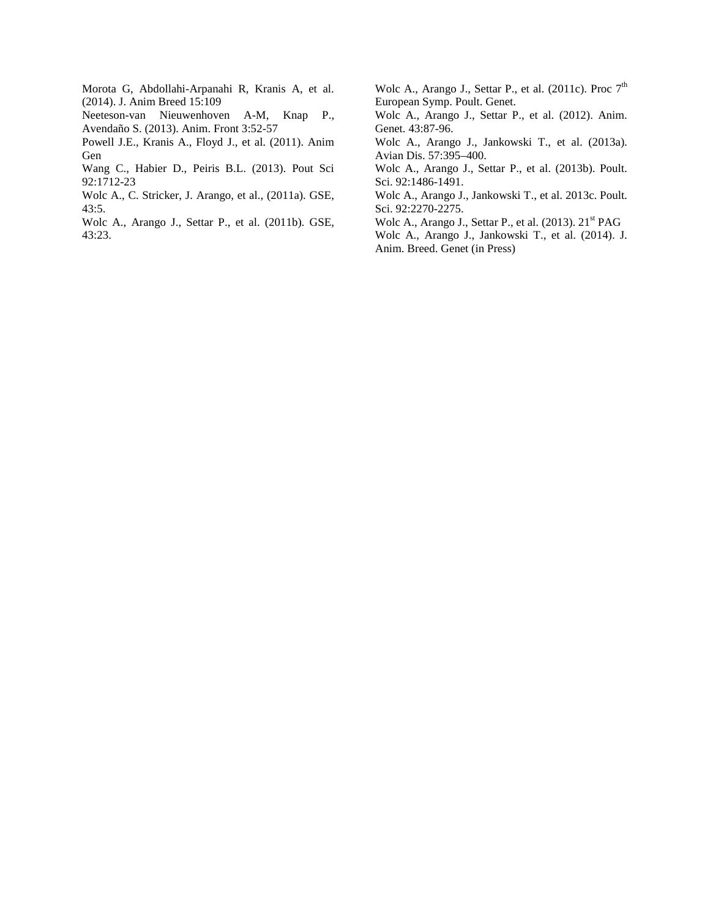Morota G, Abdollahi-Arpanahi R, Kranis A, et al. (2014). J. Anim Breed 15:109

Neeteson-van Nieuwenhoven A-M, Knap P., Avendaño S. (2013). Anim. Front 3:52-57

Powell J.E., Kranis A., Floyd J., et al. (2011). Anim Gen

Wang C., Habier D., Peiris B.L. (2013). Pout Sci 92:1712-23

Wolc A., C. Stricker, J. Arango, et al., (2011a). GSE, 43:5.

Wolc A., Arango J., Settar P., et al. (2011b). GSE, 43:23.

Wolc A., Arango J., Settar P., et al. (2011c). Proc 7th European Symp. Poult. Genet.

Wolc A., Arango J., Settar P., et al. (2012). Anim. Genet. 43:87-96.

Wolc A., Arango J., Jankowski T., et al. (2013a). Avian Dis. 57:395–400.

Wolc A., Arango J., Settar P., et al. (2013b). Poult. Sci. 92:1486-1491.

Wolc A., Arango J., Jankowski T., et al. 2013c. Poult. Sci. 92:2270-2275.

Wolc A., Arango J., Settar P., et al. (2013). 21st PAG

Wolc A., Arango J., Jankowski T., et al. (2014). J. Anim. Breed. Genet (in Press)